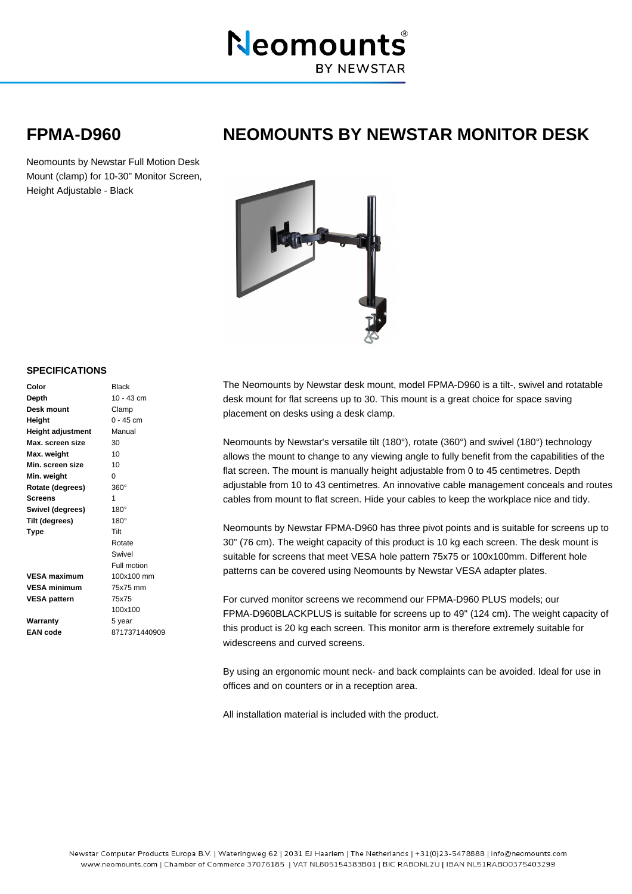# FPMA-D960

# NEOMOUNTS BY NEWSTAR MONITOR DESK

Neomounts by Newstar Full Motion Desk Mount (clamp) for 10-30" Monitor Screen, Height Adjustable - Black

## SPECIFICATIONS

| | |
|---|---|
| **Color** | Black |
| **Depth** | 10 - 43 cm |
| **Desk mount** | Clamp |
| **Height** | 0 - 45 cm |
| **Height adjustment** | Manual |
| **Max. screen size** | 30 |
| **Max. weight** | 10 |
| **Min. screen size** | 10 |
| **Min. weight** | 0 |
| **Rotate (degrees)** | 360° |
| **Screens** | 1 |
| **Swivel (degrees)** | 180° |
| **Tilt (degrees)** | 180° |
| **Type** | Tilt<br>Rotate<br>Swivel<br>Full motion |
| **VESA maximum** | 100x100 mm |
| **VESA minimum** | 75x75 mm |
| **VESA pattern** | 75x75<br>100x100 |
| **Warranty** | 5 year |
| **EAN code** | 8717371440909 |

The Neomounts by Newstar desk mount, model FPMA-D960 is a tilt-, swivel and rotatable desk mount for flat screens up to 30. This mount is a great choice for space saving placement on desks using a desk clamp.

Neomounts by Newstar's versatile tilt (180°), rotate (360°) and swivel (180°) technology allows the mount to change to any viewing angle to fully benefit from the capabilities of the flat screen. The mount is manually height adjustable from 0 to 45 centimetres. Depth adjustable from 10 to 43 centimetres. An innovative cable management conceals and routes cables from mount to flat screen. Hide your cables to keep the workplace nice and tidy.

Neomounts by Newstar FPMA-D960 has three pivot points and is suitable for screens up to 30" (76 cm). The weight capacity of this product is 10 kg each screen. The desk mount is suitable for screens that meet VESA hole pattern 75x75 or 100x100mm. Different hole patterns can be covered using Neomounts by Newstar VESA adapter plates.

For curved monitor screens we recommend our FPMA-D960 PLUS models; our FPMA-D960BLACKPLUS is suitable for screens up to 49" (124 cm). The weight capacity of this product is 20 kg each screen. This monitor arm is therefore extremely suitable for widescreens and curved screens.

By using an ergonomic mount neck- and back complaints can be avoided. Ideal for use in offices and on counters or in a reception area.

All installation material is included with the product.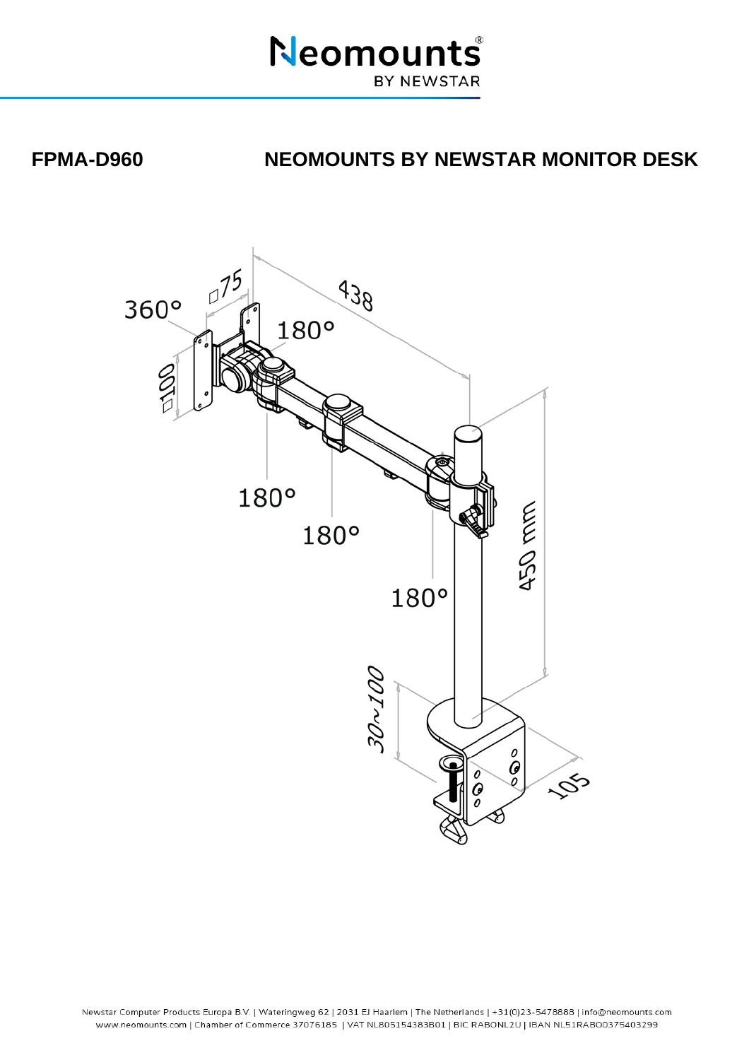FPMA-D960 **NEOMOUNTS BY NEWSTAR MONITOR DESK**

360°

□75

438

180°

□100

180°

180°

450 mm

180°

30~100

105

Newstar Computer Products Europa B.V. | Wateringweg 62 | 2031 EJ Haarlem | The Netherlands | +31(0)23-5478888 | info@neomounts.com
www.neomounts.com | Chamber of Commerce 37076185 | VAT NL805154383B01 | BIC RABONL2U | IBAN NL51RABO0375403299